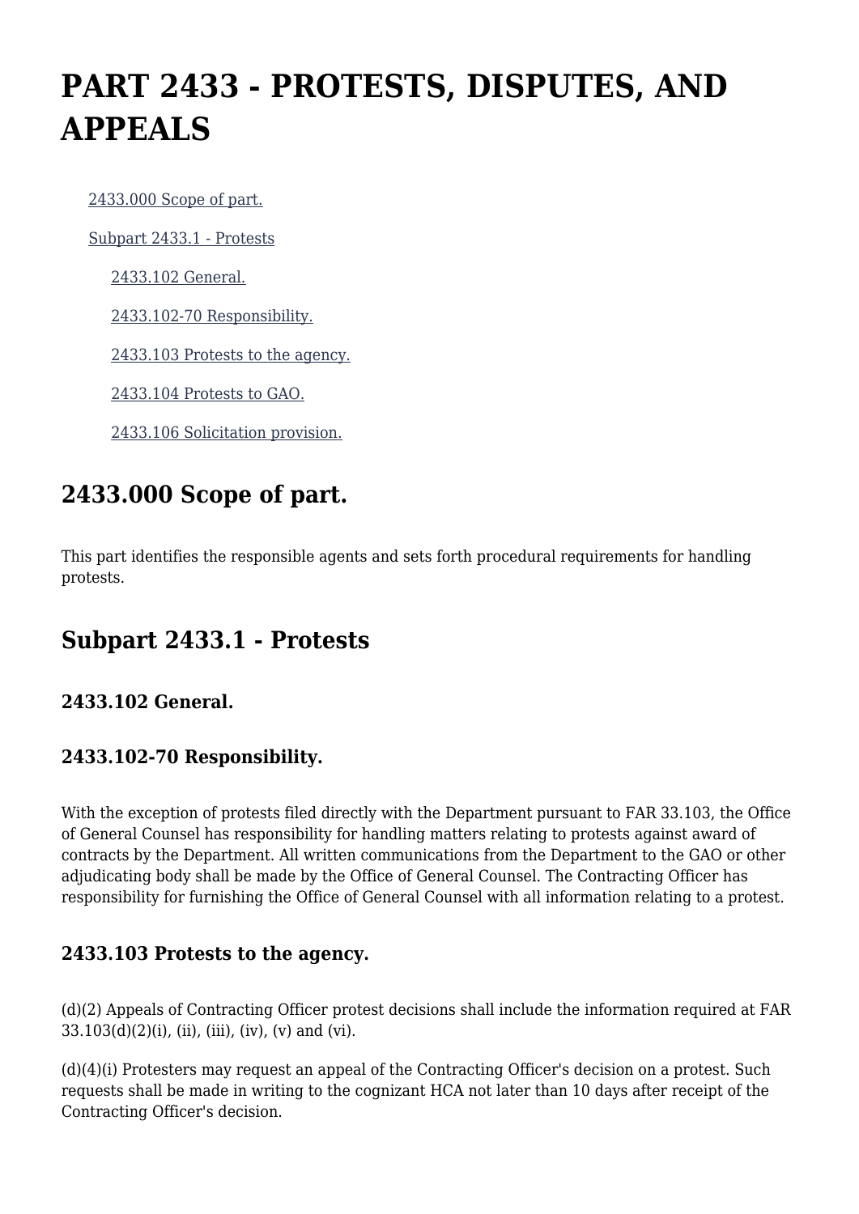# PART 2433 - PROTESTS, DISPUTES, AND APPEALS

- 2433.000 Scope of part.
- Subpart 2433.1 - Protests
  - 2433.102 General.
  - 2433.102-70 Responsibility.
  - 2433.103 Protests to the agency.
  - 2433.104 Protests to GAO.
  - 2433.106 Solicitation provision.

## 2433.000 Scope of part.

This part identifies the responsible agents and sets forth procedural requirements for handling protests.

## Subpart 2433.1 - Protests

### 2433.102 General.

### 2433.102-70 Responsibility.

With the exception of protests filed directly with the Department pursuant to FAR 33.103, the Office of General Counsel has responsibility for handling matters relating to protests against award of contracts by the Department. All written communications from the Department to the GAO or other adjudicating body shall be made by the Office of General Counsel. The Contracting Officer has responsibility for furnishing the Office of General Counsel with all information relating to a protest.

### 2433.103 Protests to the agency.

(d)(2) Appeals of Contracting Officer protest decisions shall include the information required at FAR 33.103(d)(2)(i), (ii), (iii), (iv), (v) and (vi).

(d)(4)(i) Protesters may request an appeal of the Contracting Officer's decision on a protest. Such requests shall be made in writing to the cognizant HCA not later than 10 days after receipt of the Contracting Officer's decision.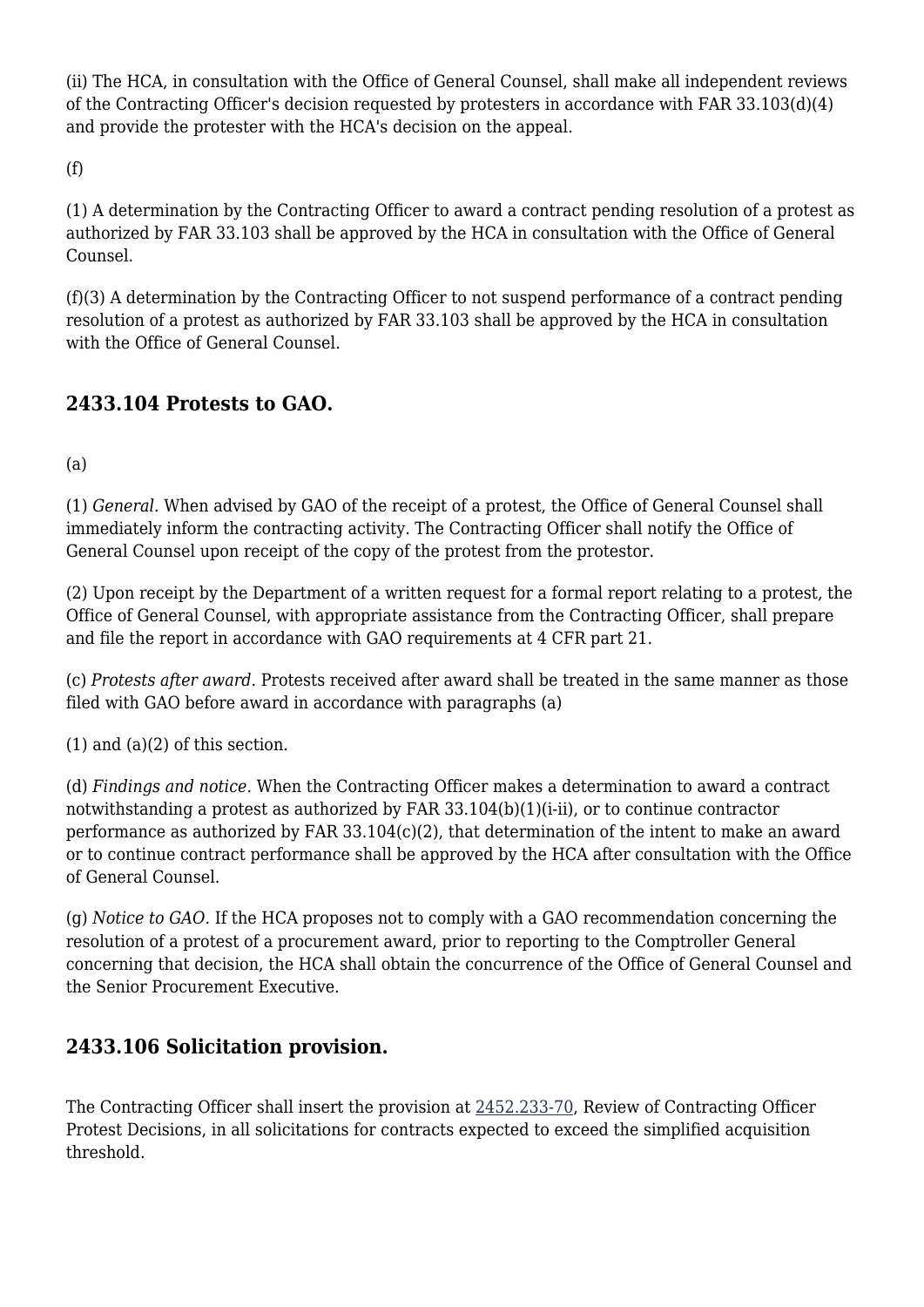(ii) The HCA, in consultation with the Office of General Counsel, shall make all independent reviews of the Contracting Officer's decision requested by protesters in accordance with FAR 33.103(d)(4) and provide the protester with the HCA's decision on the appeal.

(f)

(1) A determination by the Contracting Officer to award a contract pending resolution of a protest as authorized by FAR 33.103 shall be approved by the HCA in consultation with the Office of General Counsel.

(f)(3) A determination by the Contracting Officer to not suspend performance of a contract pending resolution of a protest as authorized by FAR 33.103 shall be approved by the HCA in consultation with the Office of General Counsel.

## 2433.104 Protests to GAO.

(a)

(1) *General.* When advised by GAO of the receipt of a protest, the Office of General Counsel shall immediately inform the contracting activity. The Contracting Officer shall notify the Office of General Counsel upon receipt of the copy of the protest from the protestor.

(2) Upon receipt by the Department of a written request for a formal report relating to a protest, the Office of General Counsel, with appropriate assistance from the Contracting Officer, shall prepare and file the report in accordance with GAO requirements at 4 CFR part 21.

(c) *Protests after award.* Protests received after award shall be treated in the same manner as those filed with GAO before award in accordance with paragraphs (a)

(1) and (a)(2) of this section.

(d) *Findings and notice.* When the Contracting Officer makes a determination to award a contract notwithstanding a protest as authorized by FAR 33.104(b)(1)(i-ii), or to continue contractor performance as authorized by FAR 33.104(c)(2), that determination of the intent to make an award or to continue contract performance shall be approved by the HCA after consultation with the Office of General Counsel.

(g) *Notice to GAO.* If the HCA proposes not to comply with a GAO recommendation concerning the resolution of a protest of a procurement award, prior to reporting to the Comptroller General concerning that decision, the HCA shall obtain the concurrence of the Office of General Counsel and the Senior Procurement Executive.

## 2433.106 Solicitation provision.

The Contracting Officer shall insert the provision at 2452.233-70, Review of Contracting Officer Protest Decisions, in all solicitations for contracts expected to exceed the simplified acquisition threshold.